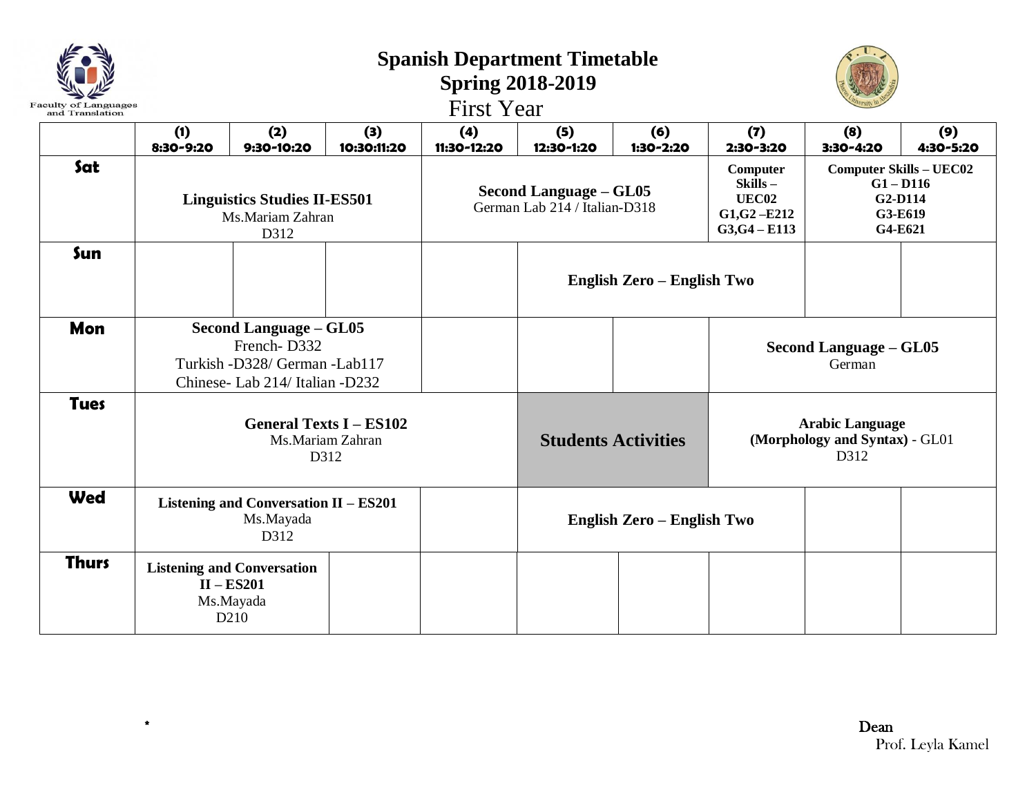Faculty of Languages and Translation

# Spanish Department Timetable
## Spring 2018-2019
### First Year

| | (1) 8:30-9:20 | (2) 9:30-10:20 | (3) 10:30:11:20 | (4) 11:30-12:20 | (5) 12:30-1:20 | (6) 1:30-2:20 | (7) 2:30-3:20 | (8) 3:30-4:20 | (9) 4:30-5:20 |
|---|---|---|---|---|---|---|---|---|---|
| **Sat** | **Linguistics Studies II-ES501** Ms.Mariam Zahran D312 | | | **Second Language – GL05** German Lab 214 / Italian-D318 | | | **Computer Skills – UEC02** **G1,G2 –E212** **G3,G4 – E113** | **Computer Skills – UEC02** **G1 – D116** **G2-D114** **G3-E619** **G4-E621** | |
| **Sun** | | | | | **English Zero – English Two** | | | | |
| **Mon** | **Second Language – GL05** French- D332 Turkish -D328/ German -Lab117 Chinese- Lab 214/ Italian -D232 | | | | | | **Second Language – GL05** German | | |
| **Tues** | **General Texts I – ES102** Ms.Mariam Zahran D312 | | | | **Students Activities** | | **Arabic Language (Morphology and Syntax)** - GL01 D312 | | |
| **Wed** | **Listening and Conversation II – ES201** Ms.Mayada D312 | | | | **English Zero – English Two** | | | | |
| **Thurs** | **Listening and Conversation II – ES201** Ms.Mayada D210 | | | | | | | | |

*

Dean
Prof. Leyla Kamel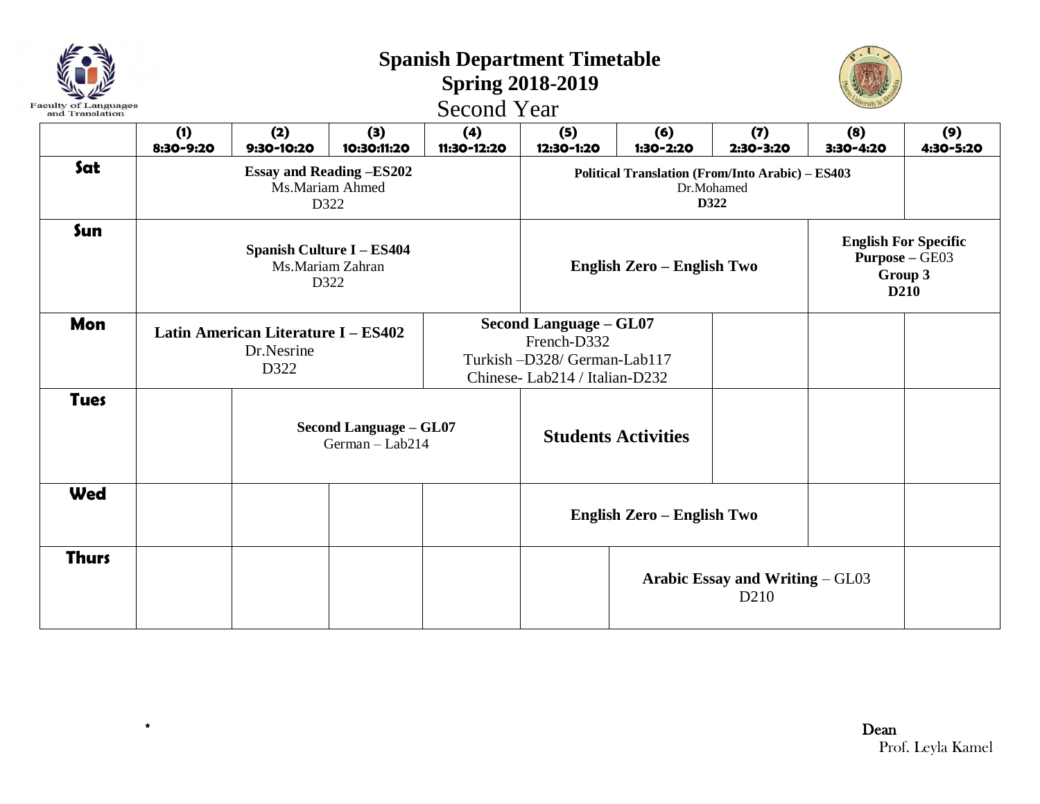# Spanish Department Timetable

## Spring 2018-2019

## Second Year

| | (1) 8:30-9:20 | (2) 9:30-10:20 | (3) 10:30:11:20 | (4) 11:30-12:20 | (5) 12:30-1:20 | (6) 1:30-2:20 | (7) 2:30-3:20 | (8) 3:30-4:20 | (9) 4:30-5:20 |
|---|---|---|---|---|---|---|---|---|---|
| **Sat** | **Essay and Reading –ES202** Ms.Mariam Ahmed D322 | | | | **Political Translation (From/Into Arabic) – ES403** Dr.Mohamed **D322** | | | | |
| **Sun** | **Spanish Culture I – ES404** Ms.Mariam Zahran D322 | | | | **English Zero – English Two** | | | **English For Specific Purpose** – GE03 **Group 3** **D210** | |
| **Mon** | **Latin American Literature I – ES402** Dr.Nesrine D322 | | | **Second Language – GL07** French-D332 Turkish –D328/ German-Lab117 Chinese- Lab214 / Italian-D232 | | | | | |
| **Tues** | | **Second Language – GL07** German – Lab214 | | | **Students Activities** | | | | |
| **Wed** | | | | | **English Zero – English Two** | | | | |
| **Thurs** | | | | | | **Arabic Essay and Writing** – GL03 D210 | | | |

*

Dean
Prof. Leyla Kamel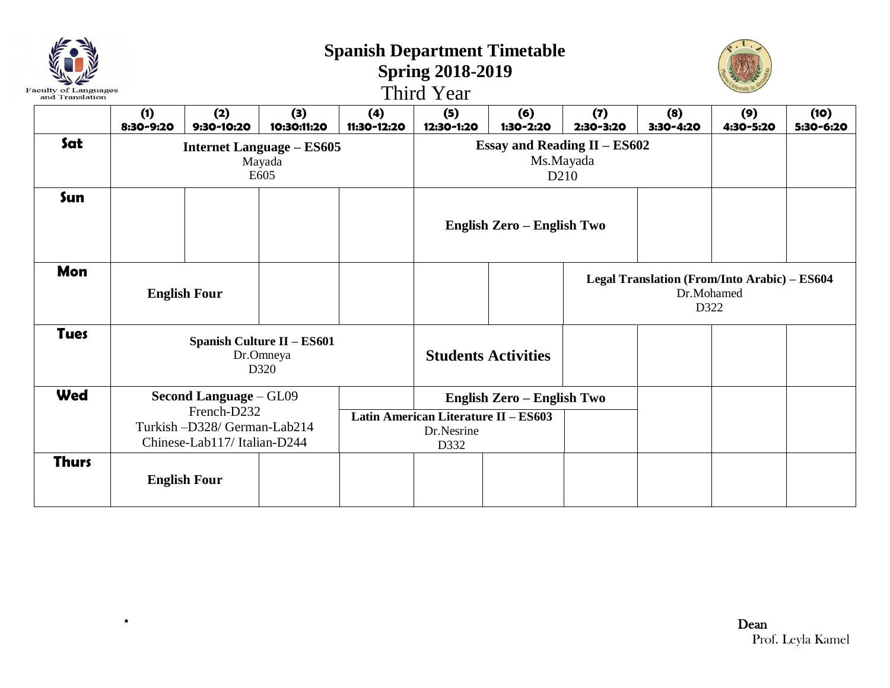Faculty of Languages and Translation

# Spanish Department Timetable

## Spring 2018-2019

### Third Year

| | (1) 8:30-9:20 | (2) 9:30-10:20 | (3) 10:30:11:20 | (4) 11:30-12:20 | (5) 12:30-1:20 | (6) 1:30-2:20 | (7) 2:30-3:20 | (8) 3:30-4:20 | (9) 4:30-5:20 | (10) 5:30-6:20 |
|---|---|---|---|---|---|---|---|---|---|---|
| **Sat** | **Internet Language – ES605** Mayada E605 | | | | **Essay and Reading II – ES602** Ms.Mayada D210 | | | | | |
| **Sun** | | | | | **English Zero – English Two** | | | | | |
| **Mon** | **English Four** | | | | | | **Legal Translation (From/Into Arabic) – ES604** Dr.Mohamed D322 | | | |
| **Tues** | **Spanish Culture II – ES601** Dr.Omneya D320 | | | | **Students Activities** | | | | | |
| **Wed** | **Second Language** – GL09 French-D232 Turkish –D328/ German-Lab214 Chinese-Lab117/ Italian-D244 | | | | **English Zero – English Two** | | | | | |
| | | | | **Latin American Literature II – ES603** Dr.Nesrine D332 | | | | | | |
| **Thurs** | **English Four** | | | | | | | | | |

*

Dean
Prof. Leyla Kamel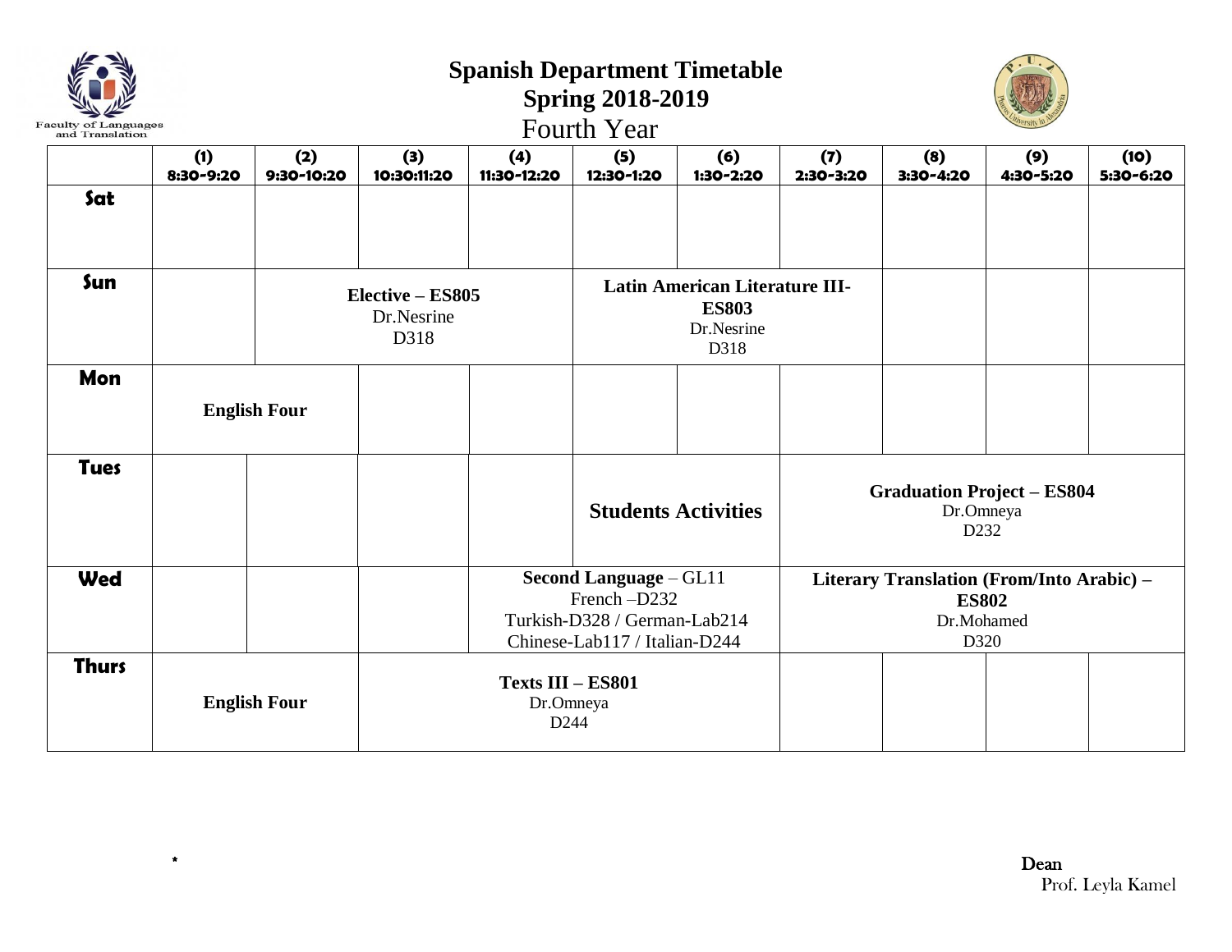Faculty of Languages and Translation

# Spanish Department Timetable
## Spring 2018-2019
### Fourth Year

| | (1) 8:30-9:20 | (2) 9:30-10:20 | (3) 10:30:11:20 | (4) 11:30-12:20 | (5) 12:30-1:20 | (6) 1:30-2:20 | (7) 2:30-3:20 | (8) 3:30-4:20 | (9) 4:30-5:20 | (10) 5:30-6:20 |
|---|---|---|---|---|---|---|---|---|---|---|
| **Sat** | | | | | | | | | | |
| **Sun** | | **Elective – ES805** Dr.Nesrine D318 | | | **Latin American Literature III- ES803** Dr.Nesrine D318 | | | | | |
| **Mon** | **English Four** | | | | | | | | | |
| **Tues** | | | | | **Students Activities** | | **Graduation Project – ES804** Dr.Omneya D232 | | | |
| **Wed** | | | | **Second Language** – GL11 French –D232 Turkish-D328 / German-Lab214 Chinese-Lab117 / Italian-D244 | | | **Literary Translation (From/Into Arabic) – ES802** Dr.Mohamed D320 | | | |
| **Thurs** | **English Four** | | **Texts III – ES801** Dr.Omneya D244 | | | | | | | |

*

Dean
Prof. Leyla Kamel